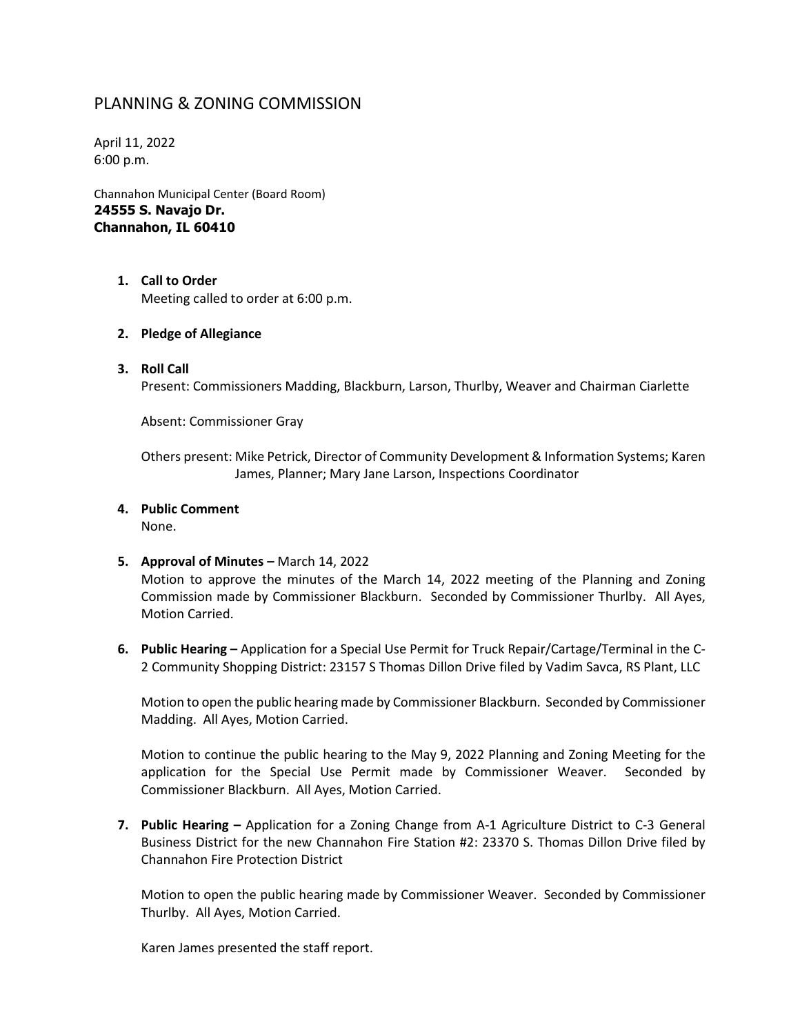# PLANNING & ZONING COMMISSION

April 11, 2022
6:00 p.m.

Channahon Municipal Center (Board Room)
**24555 S. Navajo Dr.**
**Channahon, IL 60410**

1. **Call to Order**
   Meeting called to order at 6:00 p.m.

2. **Pledge of Allegiance**

3. **Roll Call**
   Present: Commissioners Madding, Blackburn, Larson, Thurlby, Weaver and Chairman Ciarlette

   Absent: Commissioner Gray

   Others present: Mike Petrick, Director of Community Development & Information Systems; Karen James, Planner; Mary Jane Larson, Inspections Coordinator

4. **Public Comment**
   None.

5. **Approval of Minutes –** March 14, 2022
   Motion to approve the minutes of the March 14, 2022 meeting of the Planning and Zoning Commission made by Commissioner Blackburn. Seconded by Commissioner Thurlby. All Ayes, Motion Carried.

6. **Public Hearing –** Application for a Special Use Permit for Truck Repair/Cartage/Terminal in the C-2 Community Shopping District: 23157 S Thomas Dillon Drive filed by Vadim Savca, RS Plant, LLC

   Motion to open the public hearing made by Commissioner Blackburn. Seconded by Commissioner Madding. All Ayes, Motion Carried.

   Motion to continue the public hearing to the May 9, 2022 Planning and Zoning Meeting for the application for the Special Use Permit made by Commissioner Weaver. Seconded by Commissioner Blackburn. All Ayes, Motion Carried.

7. **Public Hearing –** Application for a Zoning Change from A-1 Agriculture District to C-3 General Business District for the new Channahon Fire Station #2: 23370 S. Thomas Dillon Drive filed by Channahon Fire Protection District

   Motion to open the public hearing made by Commissioner Weaver. Seconded by Commissioner Thurlby. All Ayes, Motion Carried.

   Karen James presented the staff report.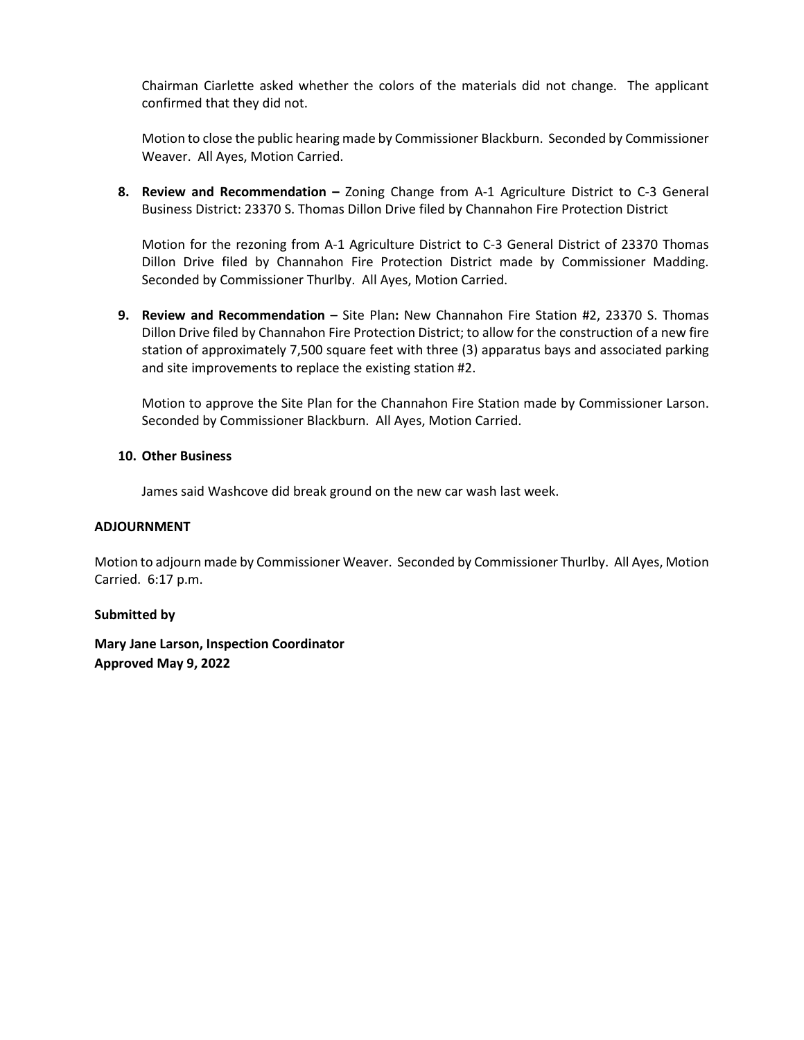Chairman Ciarlette asked whether the colors of the materials did not change. The applicant confirmed that they did not.

Motion to close the public hearing made by Commissioner Blackburn. Seconded by Commissioner Weaver. All Ayes, Motion Carried.

8. **Review and Recommendation –** Zoning Change from A-1 Agriculture District to C-3 General Business District: 23370 S. Thomas Dillon Drive filed by Channahon Fire Protection District

   Motion for the rezoning from A-1 Agriculture District to C-3 General District of 23370 Thomas Dillon Drive filed by Channahon Fire Protection District made by Commissioner Madding. Seconded by Commissioner Thurlby. All Ayes, Motion Carried.

9. **Review and Recommendation –** Site Plan**:** New Channahon Fire Station #2, 23370 S. Thomas Dillon Drive filed by Channahon Fire Protection District; to allow for the construction of a new fire station of approximately 7,500 square feet with three (3) apparatus bays and associated parking and site improvements to replace the existing station #2.

   Motion to approve the Site Plan for the Channahon Fire Station made by Commissioner Larson. Seconded by Commissioner Blackburn. All Ayes, Motion Carried.

10. **Other Business**

    James said Washcove did break ground on the new car wash last week.

**ADJOURNMENT**

Motion to adjourn made by Commissioner Weaver. Seconded by Commissioner Thurlby. All Ayes, Motion Carried. 6:17 p.m.

**Submitted by**

**Mary Jane Larson, Inspection Coordinator**
**Approved May 9, 2022**